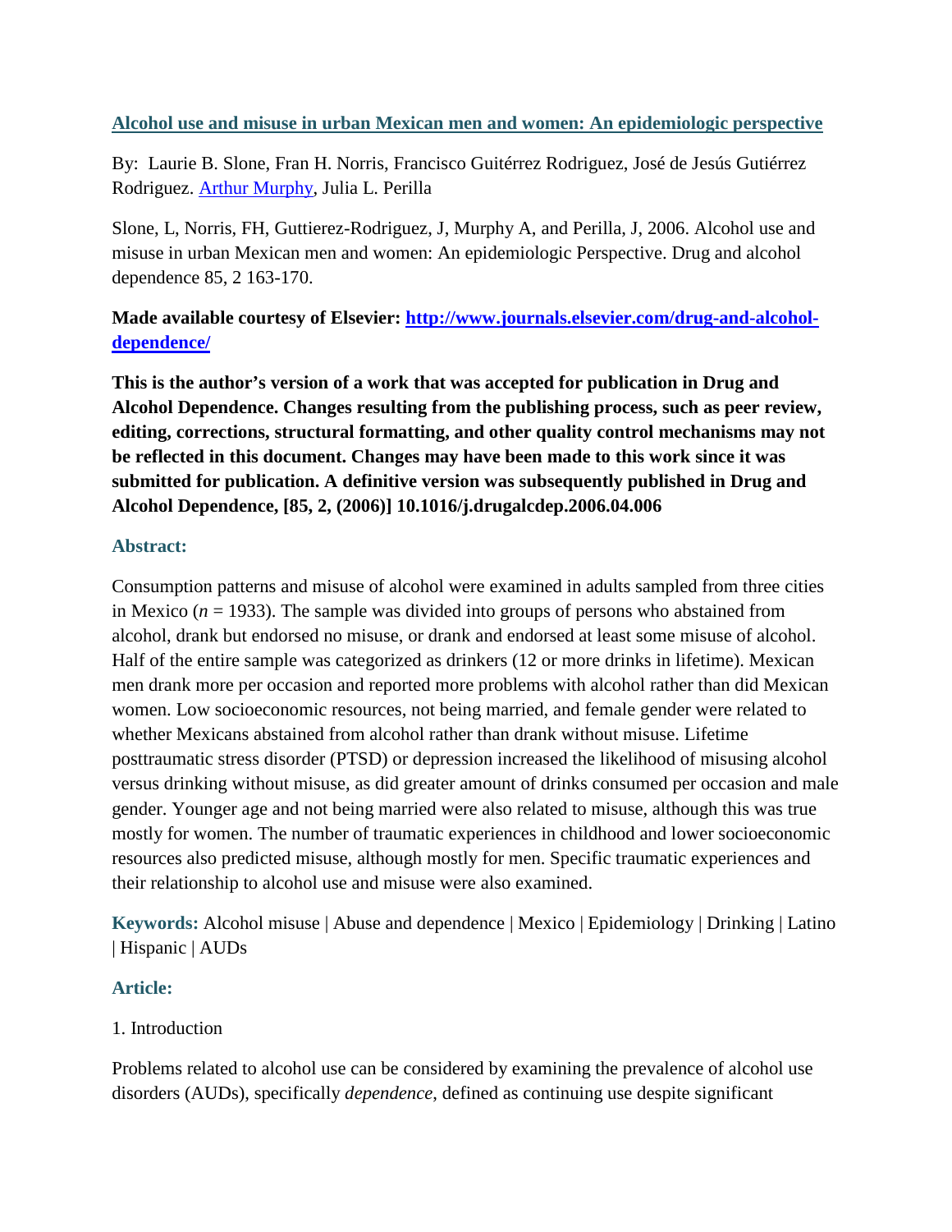**[Alcohol use and misuse in urban Mexican men and women: An epidemiologic perspective](#)**

By: Laurie B. Slone, Fran H. Norris, Francisco Guitérrez Rodriguez, José de Jesús Gutiérrez Rodriguez. [Arthur Murphy](#), Julia L. Perilla

Slone, L, Norris, FH, Guttierez-Rodriguez, J, Murphy A, and Perilla, J, 2006. Alcohol use and misuse in urban Mexican men and women: An epidemiologic Perspective. Drug and alcohol dependence 85, 2 163-170.

**Made available courtesy of Elsevier: [http://www.journals.elsevier.com/drug-and-alcohol-dependence/](http://www.journals.elsevier.com/drug-and-alcohol-dependence/)**

**This is the author's version of a work that was accepted for publication in Drug and Alcohol Dependence. Changes resulting from the publishing process, such as peer review, editing, corrections, structural formatting, and other quality control mechanisms may not be reflected in this document. Changes may have been made to this work since it was submitted for publication. A definitive version was subsequently published in Drug and Alcohol Dependence, [85, 2, (2006)] 10.1016/j.drugalcdep.2006.04.006**

## Abstract:

Consumption patterns and misuse of alcohol were examined in adults sampled from three cities in Mexico ($n$ = 1933). The sample was divided into groups of persons who abstained from alcohol, drank but endorsed no misuse, or drank and endorsed at least some misuse of alcohol. Half of the entire sample was categorized as drinkers (12 or more drinks in lifetime). Mexican men drank more per occasion and reported more problems with alcohol rather than did Mexican women. Low socioeconomic resources, not being married, and female gender were related to whether Mexicans abstained from alcohol rather than drank without misuse. Lifetime posttraumatic stress disorder (PTSD) or depression increased the likelihood of misusing alcohol versus drinking without misuse, as did greater amount of drinks consumed per occasion and male gender. Younger age and not being married were also related to misuse, although this was true mostly for women. The number of traumatic experiences in childhood and lower socioeconomic resources also predicted misuse, although mostly for men. Specific traumatic experiences and their relationship to alcohol use and misuse were also examined.

**Keywords:** Alcohol misuse | Abuse and dependence | Mexico | Epidemiology | Drinking | Latino | Hispanic | AUDs

## Article:

1. Introduction

Problems related to alcohol use can be considered by examining the prevalence of alcohol use disorders (AUDs), specifically *dependence*, defined as continuing use despite significant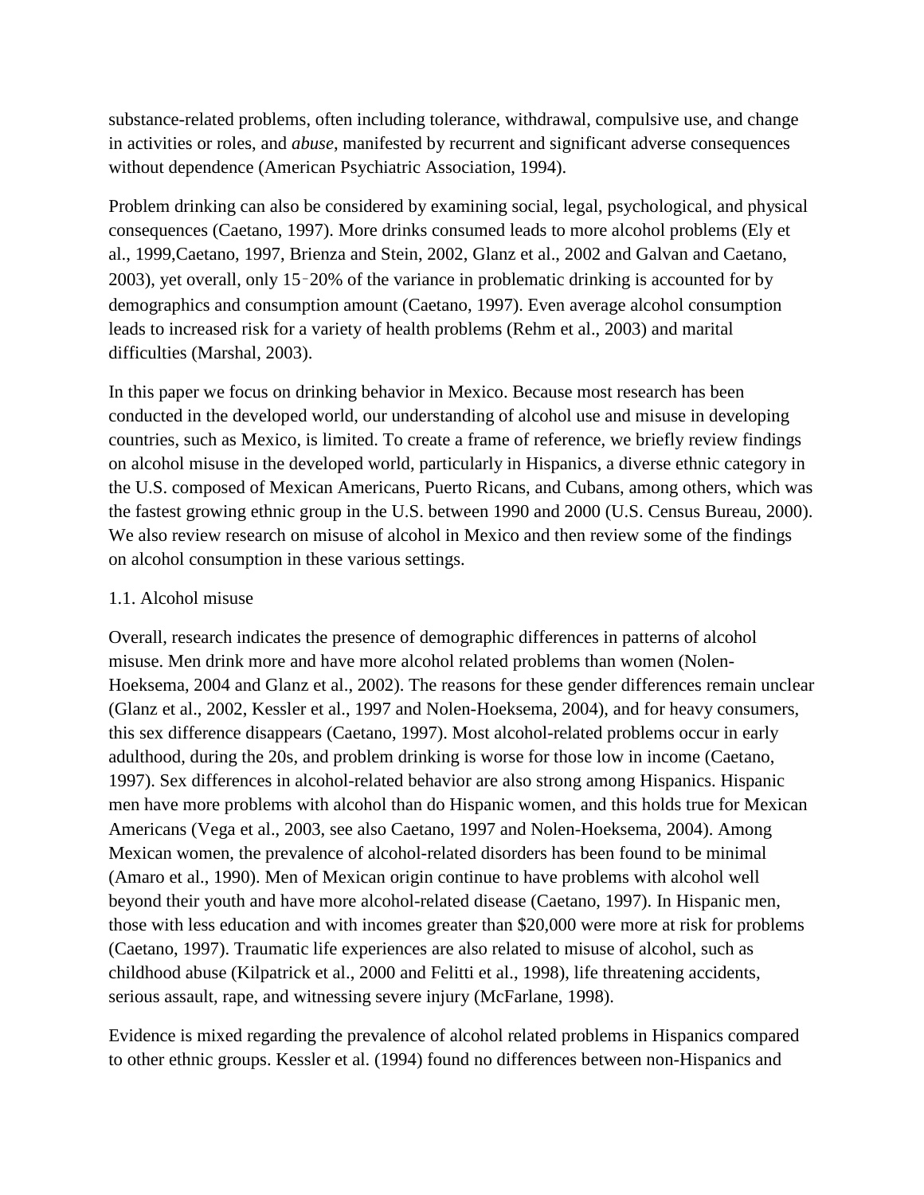substance-related problems, often including tolerance, withdrawal, compulsive use, and change in activities or roles, and *abuse*, manifested by recurrent and significant adverse consequences without dependence (American Psychiatric Association, 1994).

Problem drinking can also be considered by examining social, legal, psychological, and physical consequences (Caetano, 1997). More drinks consumed leads to more alcohol problems (Ely et al., 1999,Caetano, 1997, Brienza and Stein, 2002, Glanz et al., 2002 and Galvan and Caetano, 2003), yet overall, only 15–20% of the variance in problematic drinking is accounted for by demographics and consumption amount (Caetano, 1997). Even average alcohol consumption leads to increased risk for a variety of health problems (Rehm et al., 2003) and marital difficulties (Marshal, 2003).

In this paper we focus on drinking behavior in Mexico. Because most research has been conducted in the developed world, our understanding of alcohol use and misuse in developing countries, such as Mexico, is limited. To create a frame of reference, we briefly review findings on alcohol misuse in the developed world, particularly in Hispanics, a diverse ethnic category in the U.S. composed of Mexican Americans, Puerto Ricans, and Cubans, among others, which was the fastest growing ethnic group in the U.S. between 1990 and 2000 (U.S. Census Bureau, 2000). We also review research on misuse of alcohol in Mexico and then review some of the findings on alcohol consumption in these various settings.

## 1.1. Alcohol misuse

Overall, research indicates the presence of demographic differences in patterns of alcohol misuse. Men drink more and have more alcohol related problems than women (Nolen-Hoeksema, 2004 and Glanz et al., 2002). The reasons for these gender differences remain unclear (Glanz et al., 2002, Kessler et al., 1997 and Nolen-Hoeksema, 2004), and for heavy consumers, this sex difference disappears (Caetano, 1997). Most alcohol-related problems occur in early adulthood, during the 20s, and problem drinking is worse for those low in income (Caetano, 1997). Sex differences in alcohol-related behavior are also strong among Hispanics. Hispanic men have more problems with alcohol than do Hispanic women, and this holds true for Mexican Americans (Vega et al., 2003, see also Caetano, 1997 and Nolen-Hoeksema, 2004). Among Mexican women, the prevalence of alcohol-related disorders has been found to be minimal (Amaro et al., 1990). Men of Mexican origin continue to have problems with alcohol well beyond their youth and have more alcohol-related disease (Caetano, 1997). In Hispanic men, those with less education and with incomes greater than $20,000 were more at risk for problems (Caetano, 1997). Traumatic life experiences are also related to misuse of alcohol, such as childhood abuse (Kilpatrick et al., 2000 and Felitti et al., 1998), life threatening accidents, serious assault, rape, and witnessing severe injury (McFarlane, 1998).

Evidence is mixed regarding the prevalence of alcohol related problems in Hispanics compared to other ethnic groups. Kessler et al. (1994) found no differences between non-Hispanics and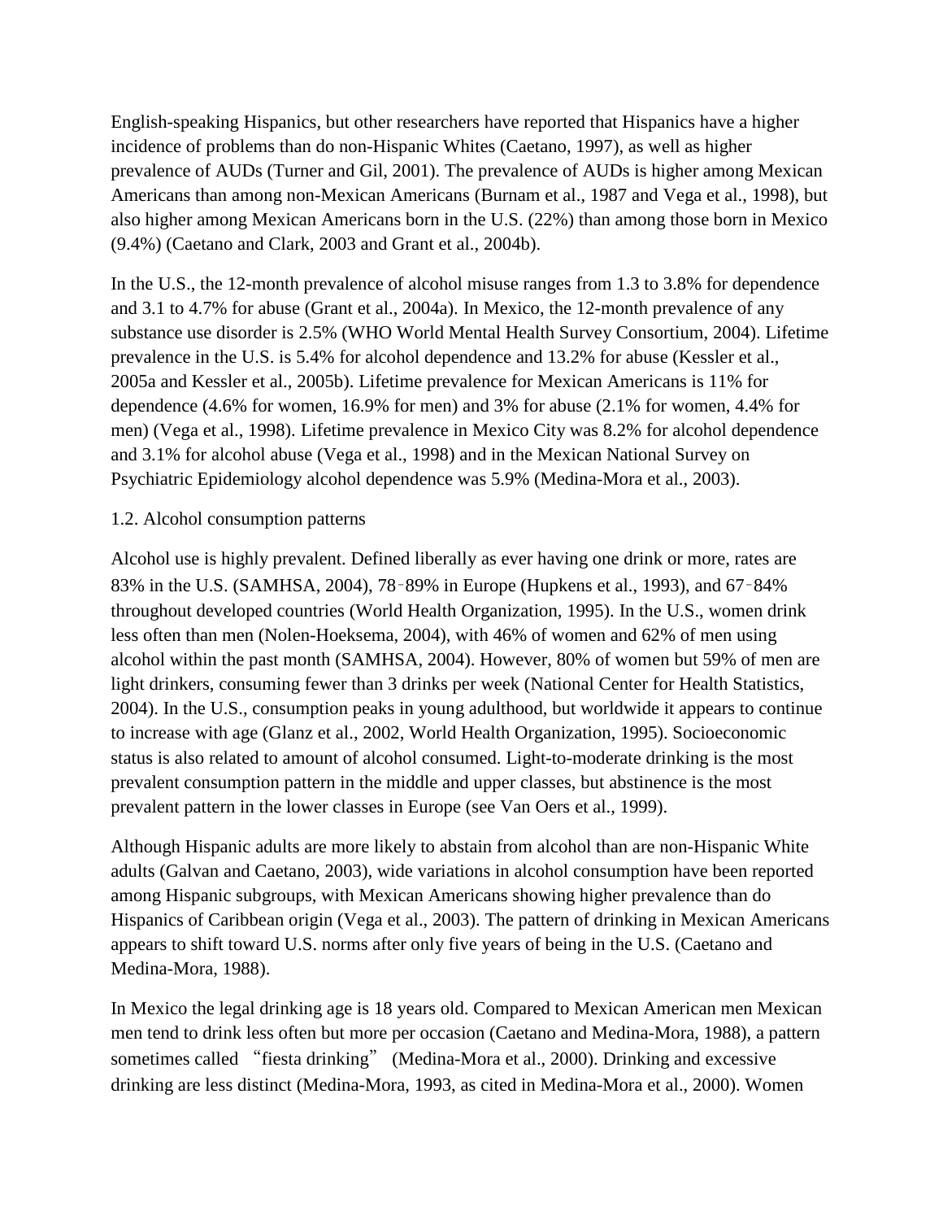English-speaking Hispanics, but other researchers have reported that Hispanics have a higher incidence of problems than do non-Hispanic Whites (Caetano, 1997), as well as higher prevalence of AUDs (Turner and Gil, 2001). The prevalence of AUDs is higher among Mexican Americans than among non-Mexican Americans (Burnam et al., 1987 and Vega et al., 1998), but also higher among Mexican Americans born in the U.S. (22%) than among those born in Mexico (9.4%) (Caetano and Clark, 2003 and Grant et al., 2004b).

In the U.S., the 12-month prevalence of alcohol misuse ranges from 1.3 to 3.8% for dependence and 3.1 to 4.7% for abuse (Grant et al., 2004a). In Mexico, the 12-month prevalence of any substance use disorder is 2.5% (WHO World Mental Health Survey Consortium, 2004). Lifetime prevalence in the U.S. is 5.4% for alcohol dependence and 13.2% for abuse (Kessler et al., 2005a and Kessler et al., 2005b). Lifetime prevalence for Mexican Americans is 11% for dependence (4.6% for women, 16.9% for men) and 3% for abuse (2.1% for women, 4.4% for men) (Vega et al., 1998). Lifetime prevalence in Mexico City was 8.2% for alcohol dependence and 3.1% for alcohol abuse (Vega et al., 1998) and in the Mexican National Survey on Psychiatric Epidemiology alcohol dependence was 5.9% (Medina-Mora et al., 2003).

### 1.2. Alcohol consumption patterns

Alcohol use is highly prevalent. Defined liberally as ever having one drink or more, rates are 83% in the U.S. (SAMHSA, 2004), 78–89% in Europe (Hupkens et al., 1993), and 67–84% throughout developed countries (World Health Organization, 1995). In the U.S., women drink less often than men (Nolen-Hoeksema, 2004), with 46% of women and 62% of men using alcohol within the past month (SAMHSA, 2004). However, 80% of women but 59% of men are light drinkers, consuming fewer than 3 drinks per week (National Center for Health Statistics, 2004). In the U.S., consumption peaks in young adulthood, but worldwide it appears to continue to increase with age (Glanz et al., 2002, World Health Organization, 1995). Socioeconomic status is also related to amount of alcohol consumed. Light-to-moderate drinking is the most prevalent consumption pattern in the middle and upper classes, but abstinence is the most prevalent pattern in the lower classes in Europe (see Van Oers et al., 1999).

Although Hispanic adults are more likely to abstain from alcohol than are non-Hispanic White adults (Galvan and Caetano, 2003), wide variations in alcohol consumption have been reported among Hispanic subgroups, with Mexican Americans showing higher prevalence than do Hispanics of Caribbean origin (Vega et al., 2003). The pattern of drinking in Mexican Americans appears to shift toward U.S. norms after only five years of being in the U.S. (Caetano and Medina-Mora, 1988).

In Mexico the legal drinking age is 18 years old. Compared to Mexican American men Mexican men tend to drink less often but more per occasion (Caetano and Medina-Mora, 1988), a pattern sometimes called "fiesta drinking" (Medina-Mora et al., 2000). Drinking and excessive drinking are less distinct (Medina-Mora, 1993, as cited in Medina-Mora et al., 2000). Women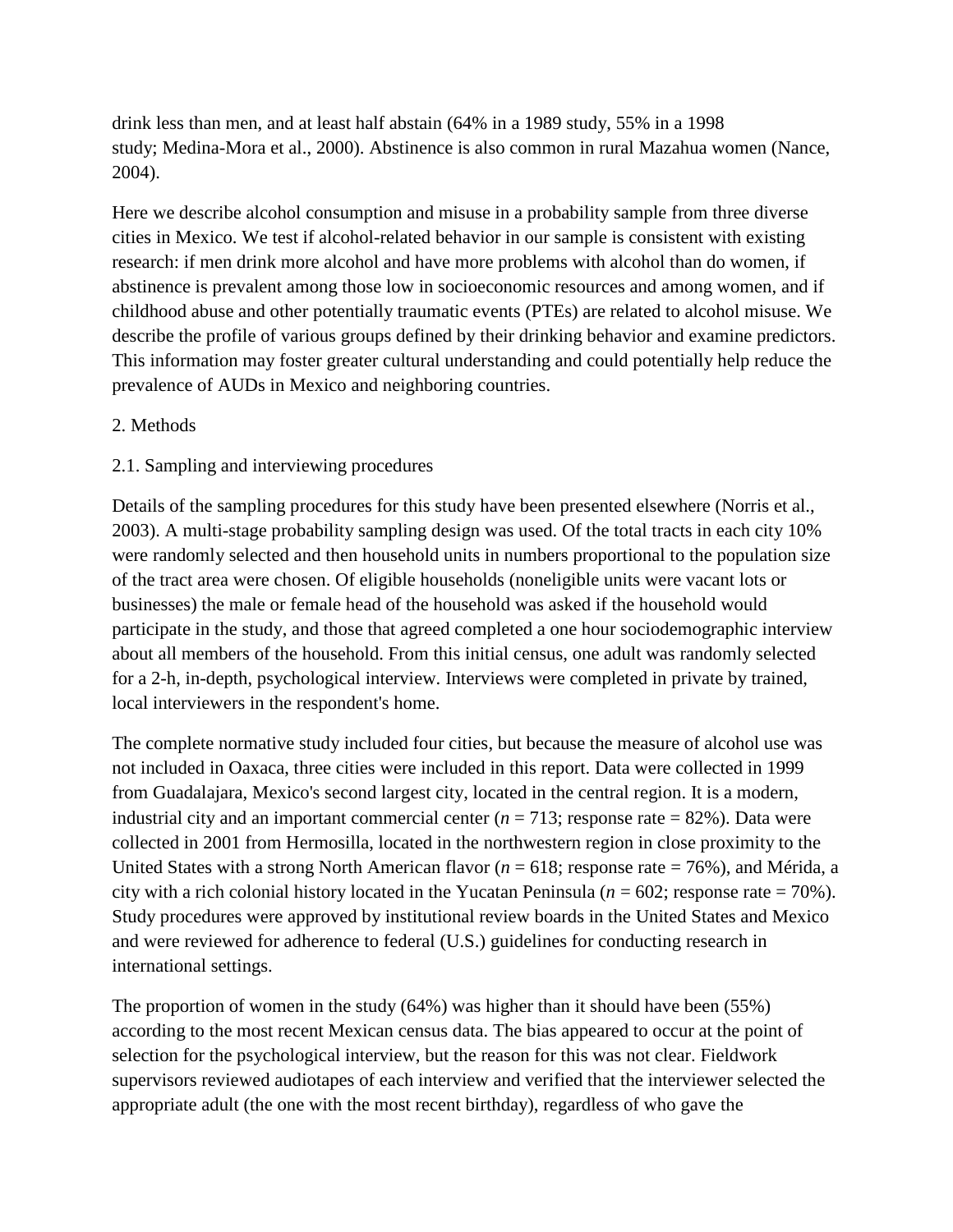drink less than men, and at least half abstain (64% in a 1989 study, 55% in a 1998 study; Medina-Mora et al., 2000). Abstinence is also common in rural Mazahua women (Nance, 2004).

Here we describe alcohol consumption and misuse in a probability sample from three diverse cities in Mexico. We test if alcohol-related behavior in our sample is consistent with existing research: if men drink more alcohol and have more problems with alcohol than do women, if abstinence is prevalent among those low in socioeconomic resources and among women, and if childhood abuse and other potentially traumatic events (PTEs) are related to alcohol misuse. We describe the profile of various groups defined by their drinking behavior and examine predictors. This information may foster greater cultural understanding and could potentially help reduce the prevalence of AUDs in Mexico and neighboring countries.

## 2. Methods

### 2.1. Sampling and interviewing procedures

Details of the sampling procedures for this study have been presented elsewhere (Norris et al., 2003). A multi-stage probability sampling design was used. Of the total tracts in each city 10% were randomly selected and then household units in numbers proportional to the population size of the tract area were chosen. Of eligible households (noneligible units were vacant lots or businesses) the male or female head of the household was asked if the household would participate in the study, and those that agreed completed a one hour sociodemographic interview about all members of the household. From this initial census, one adult was randomly selected for a 2-h, in-depth, psychological interview. Interviews were completed in private by trained, local interviewers in the respondent's home.

The complete normative study included four cities, but because the measure of alcohol use was not included in Oaxaca, three cities were included in this report. Data were collected in 1999 from Guadalajara, Mexico's second largest city, located in the central region. It is a modern, industrial city and an important commercial center ($n$ = 713; response rate = 82%). Data were collected in 2001 from Hermosilla, located in the northwestern region in close proximity to the United States with a strong North American flavor ($n$ = 618; response rate = 76%), and Mérida, a city with a rich colonial history located in the Yucatan Peninsula ($n$ = 602; response rate = 70%). Study procedures were approved by institutional review boards in the United States and Mexico and were reviewed for adherence to federal (U.S.) guidelines for conducting research in international settings.

The proportion of women in the study (64%) was higher than it should have been (55%) according to the most recent Mexican census data. The bias appeared to occur at the point of selection for the psychological interview, but the reason for this was not clear. Fieldwork supervisors reviewed audiotapes of each interview and verified that the interviewer selected the appropriate adult (the one with the most recent birthday), regardless of who gave the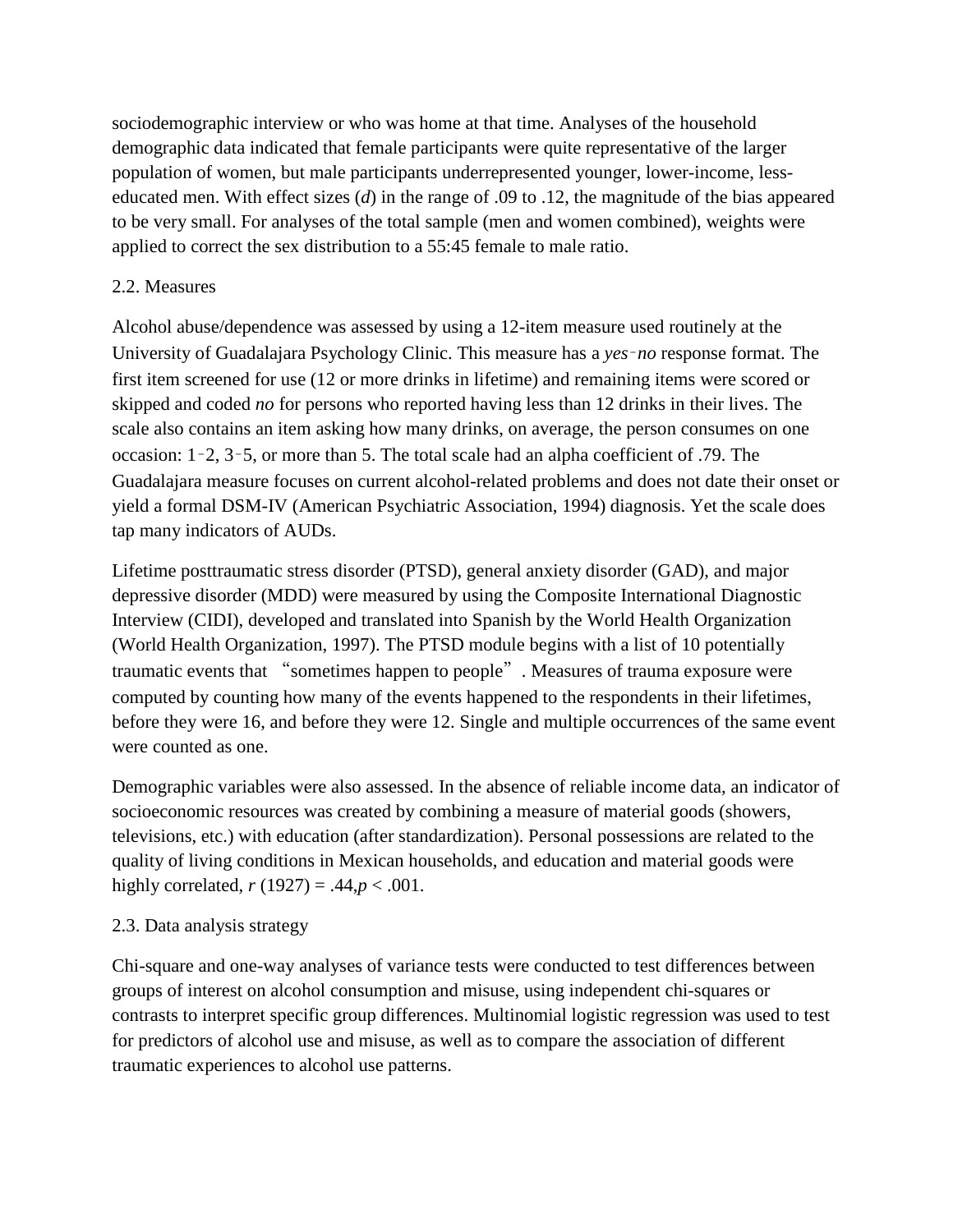sociodemographic interview or who was home at that time. Analyses of the household demographic data indicated that female participants were quite representative of the larger population of women, but male participants underrepresented younger, lower-income, less-educated men. With effect sizes (*d*) in the range of .09 to .12, the magnitude of the bias appeared to be very small. For analyses of the total sample (men and women combined), weights were applied to correct the sex distribution to a 55:45 female to male ratio.

## 2.2. Measures

Alcohol abuse/dependence was assessed by using a 12-item measure used routinely at the University of Guadalajara Psychology Clinic. This measure has a *yes*–*no* response format. The first item screened for use (12 or more drinks in lifetime) and remaining items were scored or skipped and coded *no* for persons who reported having less than 12 drinks in their lives. The scale also contains an item asking how many drinks, on average, the person consumes on one occasion: 1–2, 3–5, or more than 5. The total scale had an alpha coefficient of .79. The Guadalajara measure focuses on current alcohol-related problems and does not date their onset or yield a formal DSM-IV (American Psychiatric Association, 1994) diagnosis. Yet the scale does tap many indicators of AUDs.

Lifetime posttraumatic stress disorder (PTSD), general anxiety disorder (GAD), and major depressive disorder (MDD) were measured by using the Composite International Diagnostic Interview (CIDI), developed and translated into Spanish by the World Health Organization (World Health Organization, 1997). The PTSD module begins with a list of 10 potentially traumatic events that "sometimes happen to people". Measures of trauma exposure were computed by counting how many of the events happened to the respondents in their lifetimes, before they were 16, and before they were 12. Single and multiple occurrences of the same event were counted as one.

Demographic variables were also assessed. In the absence of reliable income data, an indicator of socioeconomic resources was created by combining a measure of material goods (showers, televisions, etc.) with education (after standardization). Personal possessions are related to the quality of living conditions in Mexican households, and education and material goods were highly correlated, $r\ (1927) = .44, p < .001$.

## 2.3. Data analysis strategy

Chi-square and one-way analyses of variance tests were conducted to test differences between groups of interest on alcohol consumption and misuse, using independent chi-squares or contrasts to interpret specific group differences. Multinomial logistic regression was used to test for predictors of alcohol use and misuse, as well as to compare the association of different traumatic experiences to alcohol use patterns.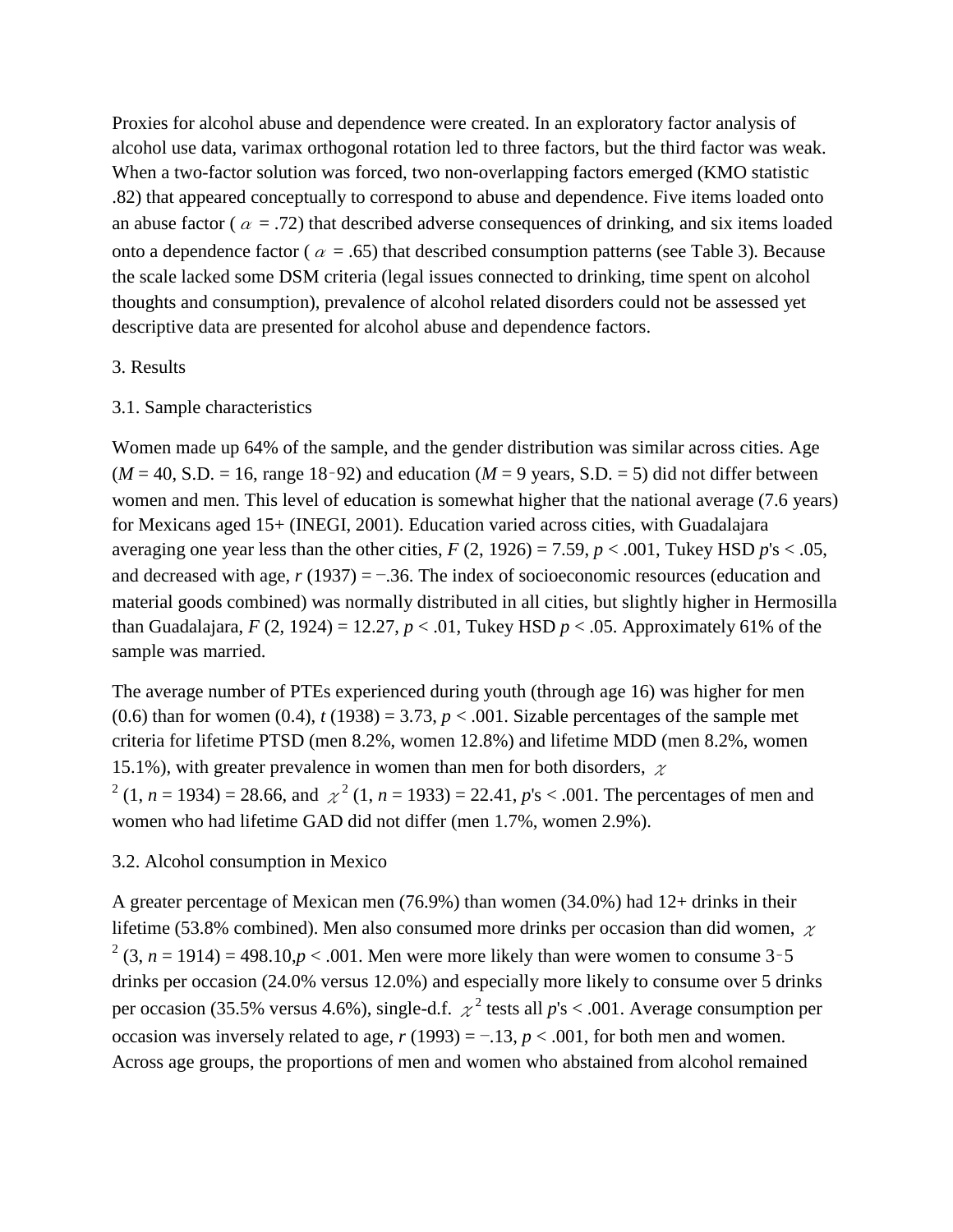Proxies for alcohol abuse and dependence were created. In an exploratory factor analysis of alcohol use data, varimax orthogonal rotation led to three factors, but the third factor was weak. When a two-factor solution was forced, two non-overlapping factors emerged (KMO statistic .82) that appeared conceptually to correspond to abuse and dependence. Five items loaded onto an abuse factor ( $\alpha$ = .72) that described adverse consequences of drinking, and six items loaded onto a dependence factor ( $\alpha$ = .65) that described consumption patterns (see Table 3). Because the scale lacked some DSM criteria (legal issues connected to drinking, time spent on alcohol thoughts and consumption), prevalence of alcohol related disorders could not be assessed yet descriptive data are presented for alcohol abuse and dependence factors.

## 3. Results

### 3.1. Sample characteristics

Women made up 64% of the sample, and the gender distribution was similar across cities. Age ($M$ = 40, S.D. = 16, range 18–92) and education ($M$ = 9 years, S.D. = 5) did not differ between women and men. This level of education is somewhat higher that the national average (7.6 years) for Mexicans aged 15+ (INEGI, 2001). Education varied across cities, with Guadalajara averaging one year less than the other cities, $F$ (2, 1926) = 7.59, $p$ < .001, Tukey HSD $p$'s < .05, and decreased with age, $r$ (1937) = −.36. The index of socioeconomic resources (education and material goods combined) was normally distributed in all cities, but slightly higher in Hermosilla than Guadalajara, $F$ (2, 1924) = 12.27, $p$ < .01, Tukey HSD $p$ < .05. Approximately 61% of the sample was married.

The average number of PTEs experienced during youth (through age 16) was higher for men (0.6) than for women (0.4), $t$ (1938) = 3.73, $p$ < .001. Sizable percentages of the sample met criteria for lifetime PTSD (men 8.2%, women 12.8%) and lifetime MDD (men 8.2%, women 15.1%), with greater prevalence in women than men for both disorders, $\chi^2$ (1, $n$ = 1934) = 28.66, and $\chi^2$ (1, $n$ = 1933) = 22.41, $p$'s < .001. The percentages of men and women who had lifetime GAD did not differ (men 1.7%, women 2.9%).

### 3.2. Alcohol consumption in Mexico

A greater percentage of Mexican men (76.9%) than women (34.0%) had 12+ drinks in their lifetime (53.8% combined). Men also consumed more drinks per occasion than did women, $\chi^2$ (3, $n$ = 1914) = 498.10, $p$ < .001. Men were more likely than were women to consume 3–5 drinks per occasion (24.0% versus 12.0%) and especially more likely to consume over 5 drinks per occasion (35.5% versus 4.6%), single-d.f. $\chi^2$ tests all $p$'s < .001. Average consumption per occasion was inversely related to age, $r$ (1993) = −.13, $p$ < .001, for both men and women. Across age groups, the proportions of men and women who abstained from alcohol remained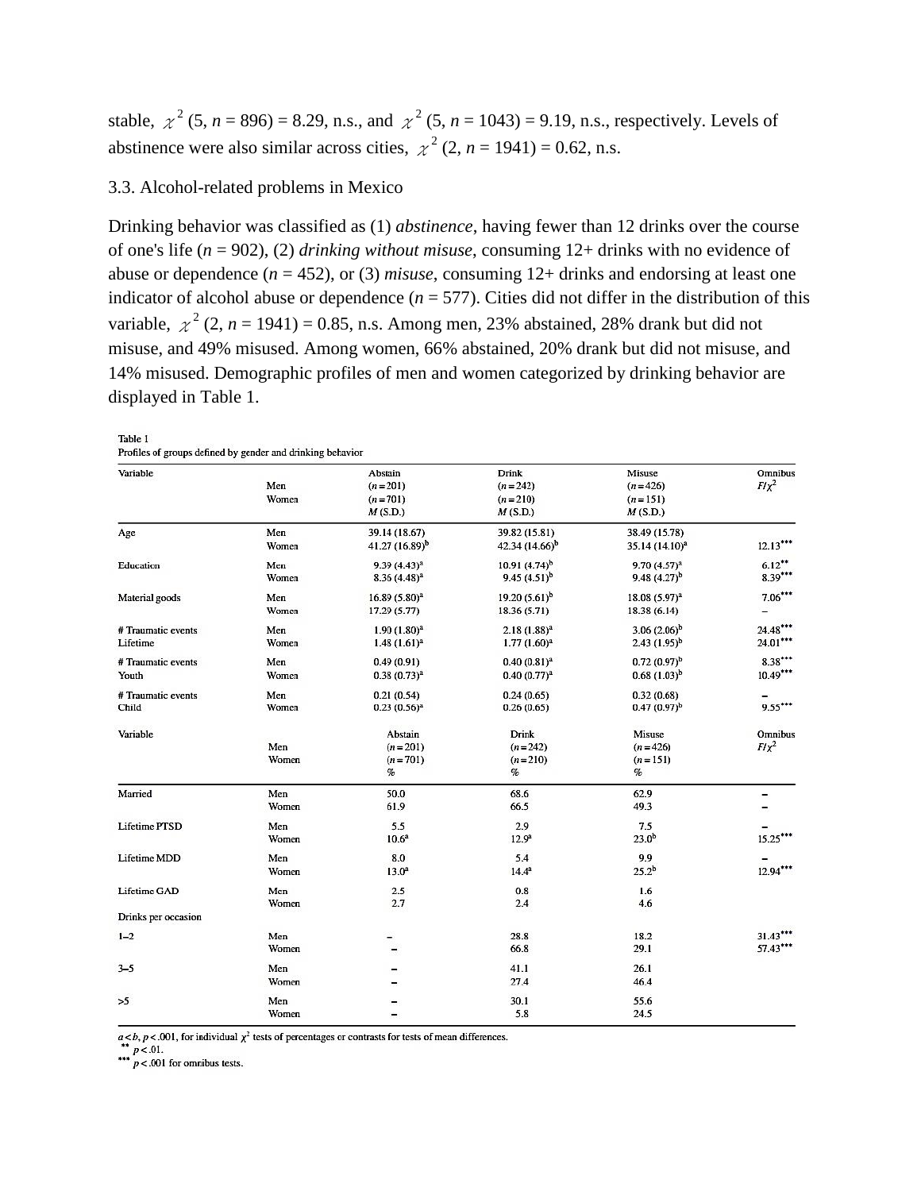stable, $\chi^2$ (5, *n* = 896) = 8.29, n.s., and $\chi^2$ (5, *n* = 1043) = 9.19, n.s., respectively. Levels of abstinence were also similar across cities, $\chi^2$ (2, *n* = 1941) = 0.62, n.s.

### 3.3. Alcohol-related problems in Mexico

Drinking behavior was classified as (1) *abstinence*, having fewer than 12 drinks over the course of one's life (*n* = 902), (2) *drinking without misuse*, consuming 12+ drinks with no evidence of abuse or dependence (*n* = 452), or (3) *misuse*, consuming 12+ drinks and endorsing at least one indicator of alcohol abuse or dependence (*n* = 577). Cities did not differ in the distribution of this variable, $\chi^2$ (2, *n* = 1941) = 0.85, n.s. Among men, 23% abstained, 28% drank but did not misuse, and 49% misused. Among women, 66% abstained, 20% drank but did not misuse, and 14% misused. Demographic profiles of men and women categorized by drinking behavior are displayed in Table 1.

Table 1
Profiles of groups defined by gender and drinking behavior

| Variable | | Abstain | Drink | Misuse | Omnibus |
|---|---|---|---|---|---|
| | Men | ($n$ = 201) | ($n$ = 242) | ($n$ = 426) | $F/\chi^2$ |
| | Women | ($n$ = 701) | ($n$ = 210) | ($n$ = 151) | |
| | | $M$ (S.D.) | $M$ (S.D.) | $M$ (S.D.) | |
| Age | Men | 39.14 (18.67) | 39.82 (15.81) | 38.49 (15.78) | |
| | Women | 41.27 (16.89)[b] | 42.34 (14.66)[b] | 35.14 (14.10)[a] | 12.13*** |
| Education | Men | 9.39 (4.43)[a] | 10.91 (4.74)[b] | 9.70 (4.57)[a] | 6.12** |
| | Women | 8.36 (4.48)[a] | 9.45 (4.51)[b] | 9.48 (4.27)[b] | 8.39*** |
| Material goods | Men | 16.89 (5.80)[a] | 19.20 (5.61)[b] | 18.08 (5.97)[a] | 7.06*** |
| | Women | 17.29 (5.77) | 18.36 (5.71) | 18.38 (6.14) | – |
| # Traumatic events Lifetime | Men | 1.90 (1.80)[a] | 2.18 (1.88)[a] | 3.06 (2.06)[b] | 24.48*** |
| | Women | 1.48 (1.61)[a] | 1.77 (1.60)[a] | 2.43 (1.95)[b] | 24.01*** |
| # Traumatic events Youth | Men | 0.49 (0.91) | 0.40 (0.81)[a] | 0.72 (0.97)[b] | 8.38*** |
| | Women | 0.38 (0.73)[a] | 0.40 (0.77)[a] | 0.68 (1.03)[b] | 10.49*** |
| # Traumatic events Child | Men | 0.21 (0.54) | 0.24 (0.65) | 0.32 (0.68) | – |
| | Women | 0.23 (0.56)[a] | 0.26 (0.65) | 0.47 (0.97)[b] | 9.55*** |

| Variable | | Abstain | Drink | Misuse | Omnibus |
|---|---|---|---|---|---|
| | Men | ($n$ = 201) | ($n$ = 242) | ($n$ = 426) | $F/\chi^2$ |
| | Women | ($n$ = 701) | ($n$ = 210) | ($n$ = 151) | |
| | | % | % | % | |
| Married | Men | 50.0 | 68.6 | 62.9 | – |
| | Women | 61.9 | 66.5 | 49.3 | – |
| Lifetime PTSD | Men | 5.5 | 2.9 | 7.5 | – |
| | Women | 10.6[a] | 12.9[a] | 23.0[b] | 15.25*** |
| Lifetime MDD | Men | 8.0 | 5.4 | 9.9 | – |
| | Women | 13.0[a] | 14.4[a] | 25.2[b] | 12.94*** |
| Lifetime GAD | Men | 2.5 | 0.8 | 1.6 | |
| | Women | 2.7 | 2.4 | 4.6 | |
| Drinks per occasion | | | | | |
| 1–2 | Men | – | 28.8 | 18.2 | 31.43*** |
| | Women | – | 66.8 | 29.1 | 57.43*** |
| 3–5 | Men | – | 41.1 | 26.1 | |
| | Women | – | 27.4 | 46.4 | |
| >5 | Men | – | 30.1 | 55.6 | |
| | Women | – | 5.8 | 24.5 | |

$a<b$, $p<.001$, for individual $\chi^2$ tests of percentages or contrasts for tests of mean differences.
** $p<.01$.
*** $p<.001$ for omnibus tests.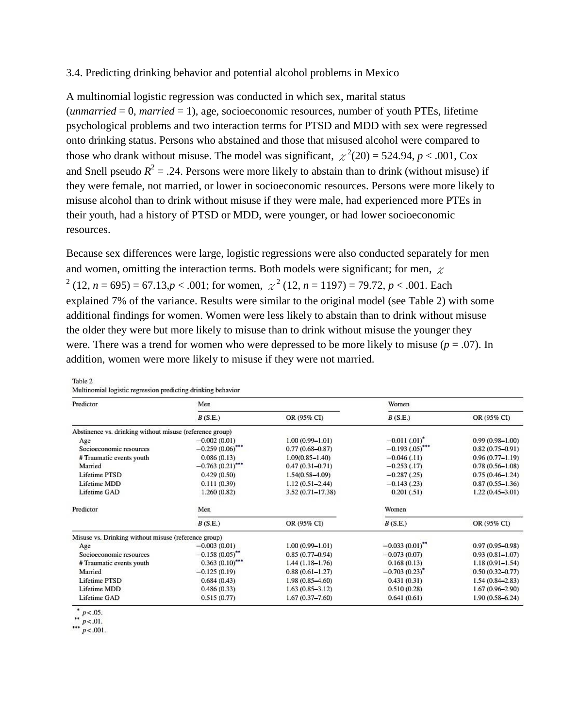### 3.4. Predicting drinking behavior and potential alcohol problems in Mexico

A multinomial logistic regression was conducted in which sex, marital status (*unmarried* = 0, *married* = 1), age, socioeconomic resources, number of youth PTEs, lifetime psychological problems and two interaction terms for PTSD and MDD with sex were regressed onto drinking status. Persons who abstained and those that misused alcohol were compared to those who drank without misuse. The model was significant, $\chi^2(20) = 524.94$, $p < .001$, Cox and Snell pseudo $R^2 = .24$. Persons were more likely to abstain than to drink (without misuse) if they were female, not married, or lower in socioeconomic resources. Persons were more likely to misuse alcohol than to drink without misuse if they were male, had experienced more PTEs in their youth, had a history of PTSD or MDD, were younger, or had lower socioeconomic resources.

Because sex differences were large, logistic regressions were also conducted separately for men and women, omitting the interaction terms. Both models were significant; for men, $\chi^2$ (12, $n$ = 695) = 67.13,$p < .001$; for women, $\chi^2$ (12, $n$ = 1197) = 79.72, $p < .001$. Each explained 7% of the variance. Results were similar to the original model (see Table 2) with some additional findings for women. Women were less likely to abstain than to drink without misuse the older they were but more likely to misuse than to drink without misuse the younger they were. There was a trend for women who were depressed to be more likely to misuse ($p = .07$). In addition, women were more likely to misuse if they were not married.

Table 2
Multinomial logistic regression predicting drinking behavior

| Predictor | Men | | Women | |
|---|---|---|---|---|
| | *B* (S.E.) | OR (95% CI) | *B* (S.E.) | OR (95% CI) |
| **Abstinence vs. drinking without misuse (reference group)** | | | | |
| Age | −0.002 (0.01) | 1.00 (0.99–1.01) | −0.011 (.01)* | 0.99 (0.98–1.00) |
| Socioeconomic resources | −0.259 (0.06)*** | 0.77 (0.68–0.87) | −0.193 (.05)*** | 0.82 (0.75–0.91) |
| # Traumatic events youth | 0.086 (0.13) | 1.09(0.85–1.40) | −0.046 (.11) | 0.96 (0.77–1.19) |
| Married | −0.763 (0.21)*** | 0.47 (0.31–0.71) | −0.253 (.17) | 0.78 (0.56–1.08) |
| Lifetime PTSD | 0.429 (0.50) | 1.54(0.58–4.09) | −0.287 (.25) | 0.75 (0.46–1.24) |
| Lifetime MDD | 0.111 (0.39) | 1.12 (0.51–2.44) | −0.143 (.23) | 0.87 (0.55–1.36) |
| Lifetime GAD | 1.260 (0.82) | 3.52 (0.71–17.38) | 0.201 (.51) | 1.22 (0.45–3.01) |
| **Misuse vs. Drinking without misuse (reference group)** | | | | |
| Age | −0.003 (0.01) | 1.00 (0.99–1.01) | −0.033 (0.01)** | 0.97 (0.95–0.98) |
| Socioeconomic resources | −0.158 (0.05)** | 0.85 (0.77–0.94) | −0.073 (0.07) | 0.93 (0.81–1.07) |
| # Traumatic events youth | 0.363 (0.10)*** | 1.44 (1.18–1.76) | 0.168 (0.13) | 1.18 (0.91–1.54) |
| Married | −0.125 (0.19) | 0.88 (0.61–1.27) | −0.703 (0.23)* | 0.50 (0.32–0.77) |
| Lifetime PTSD | 0.684 (0.43) | 1.98 (0.85–4.60) | 0.431 (0.31) | 1.54 (0.84–2.83) |
| Lifetime MDD | 0.486 (0.33) | 1.63 (0.85–3.12) | 0.510 (0.28) | 1.67 (0.96–2.90) |
| Lifetime GAD | 0.515 (0.77) | 1.67 (0.37–7.60) | 0.641 (0.61) | 1.90 (0.58–6.24) |

\* $p < .05$.
\*\* $p < .01$.
\*\*\* $p < .001$.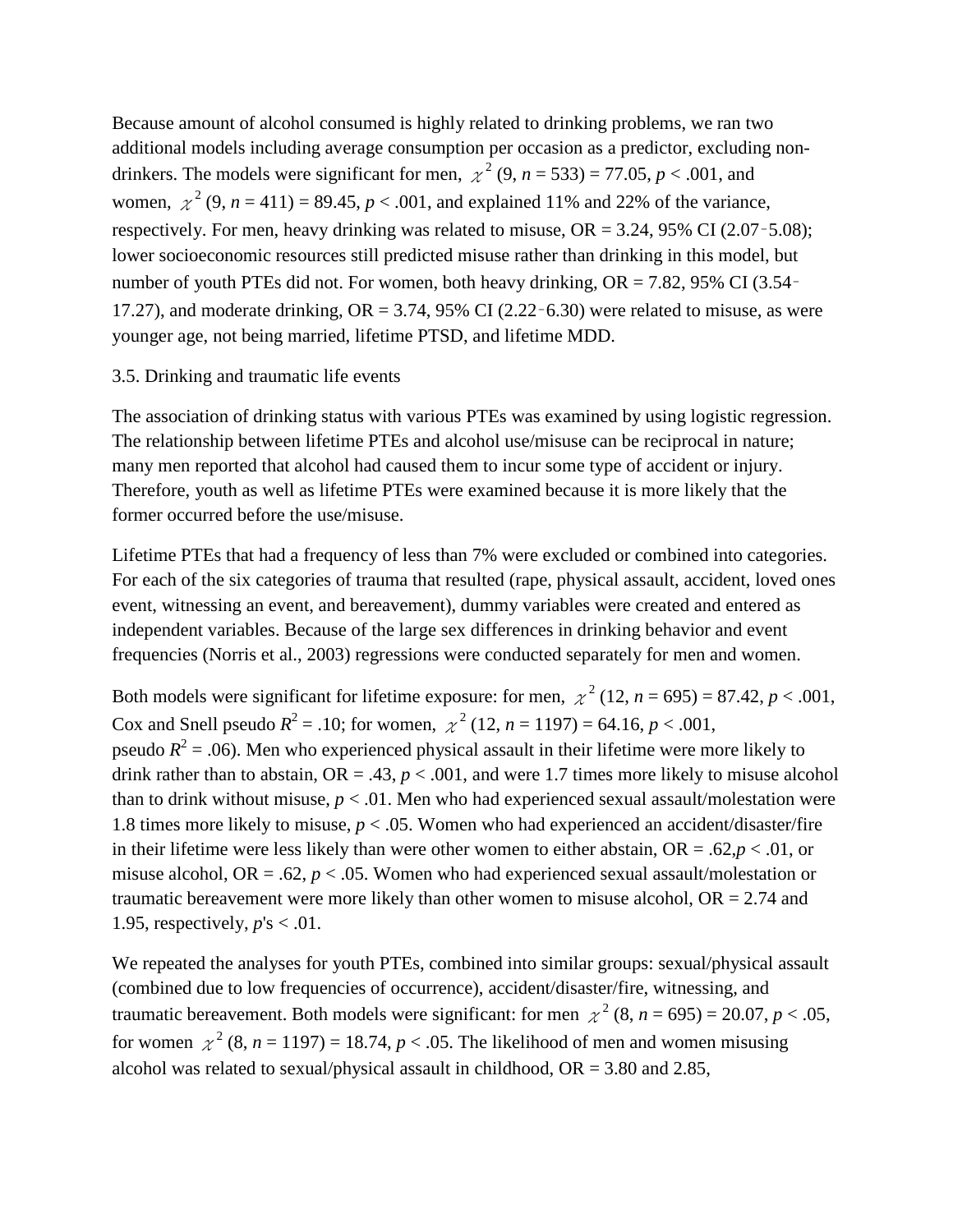Because amount of alcohol consumed is highly related to drinking problems, we ran two additional models including average consumption per occasion as a predictor, excluding non-drinkers. The models were significant for men, $\chi^2$ (9, $n$ = 533) = 77.05, $p$ < .001, and women, $\chi^2$ (9, $n$ = 411) = 89.45, $p$ < .001, and explained 11% and 22% of the variance, respectively. For men, heavy drinking was related to misuse, OR = 3.24, 95% CI (2.07–5.08); lower socioeconomic resources still predicted misuse rather than drinking in this model, but number of youth PTEs did not. For women, both heavy drinking, OR = 7.82, 95% CI (3.54–17.27), and moderate drinking, OR = 3.74, 95% CI (2.22–6.30) were related to misuse, as were younger age, not being married, lifetime PTSD, and lifetime MDD.

### 3.5. Drinking and traumatic life events

The association of drinking status with various PTEs was examined by using logistic regression. The relationship between lifetime PTEs and alcohol use/misuse can be reciprocal in nature; many men reported that alcohol had caused them to incur some type of accident or injury. Therefore, youth as well as lifetime PTEs were examined because it is more likely that the former occurred before the use/misuse.

Lifetime PTEs that had a frequency of less than 7% were excluded or combined into categories. For each of the six categories of trauma that resulted (rape, physical assault, accident, loved ones event, witnessing an event, and bereavement), dummy variables were created and entered as independent variables. Because of the large sex differences in drinking behavior and event frequencies (Norris et al., 2003) regressions were conducted separately for men and women.

Both models were significant for lifetime exposure: for men, $\chi^2$ (12, $n$ = 695) = 87.42, $p$ < .001, Cox and Snell pseudo $R^2$ = .10; for women, $\chi^2$ (12, $n$ = 1197) = 64.16, $p$ < .001, pseudo $R^2$ = .06). Men who experienced physical assault in their lifetime were more likely to drink rather than to abstain, OR = .43, $p$ < .001, and were 1.7 times more likely to misuse alcohol than to drink without misuse, $p$ < .01. Men who had experienced sexual assault/molestation were 1.8 times more likely to misuse, $p$ < .05. Women who had experienced an accident/disaster/fire in their lifetime were less likely than were other women to either abstain, OR = .62,$p$ < .01, or misuse alcohol, OR = .62, $p$ < .05. Women who had experienced sexual assault/molestation or traumatic bereavement were more likely than other women to misuse alcohol, OR = 2.74 and 1.95, respectively, $p$'s < .01.

We repeated the analyses for youth PTEs, combined into similar groups: sexual/physical assault (combined due to low frequencies of occurrence), accident/disaster/fire, witnessing, and traumatic bereavement. Both models were significant: for men $\chi^2$ (8, $n$ = 695) = 20.07, $p$ < .05, for women $\chi^2$ (8, $n$ = 1197) = 18.74, $p$ < .05. The likelihood of men and women misusing alcohol was related to sexual/physical assault in childhood, OR = 3.80 and 2.85,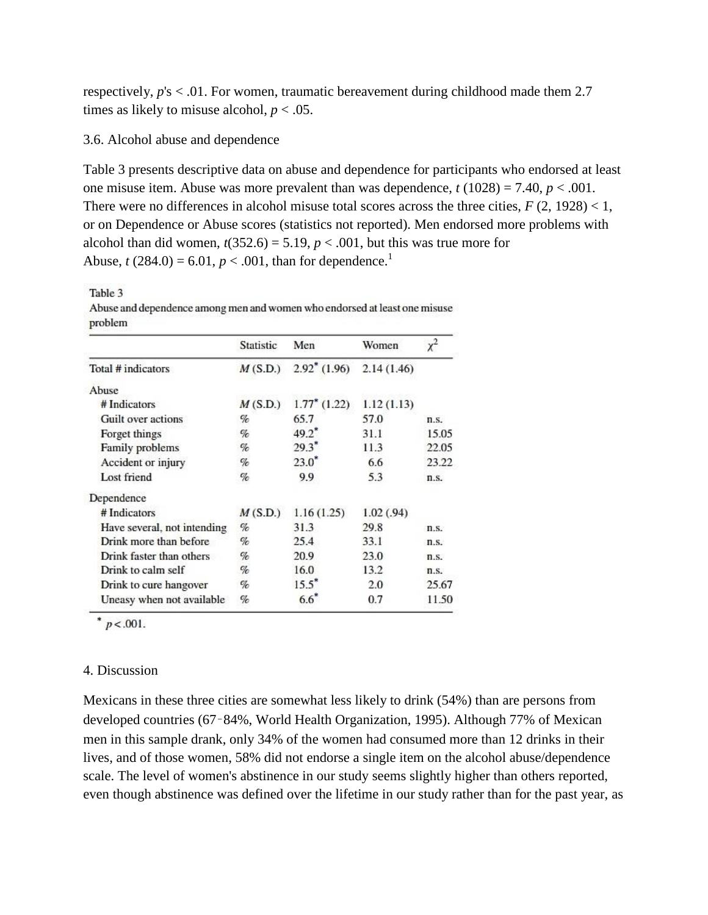respectively, $p$'s < .01. For women, traumatic bereavement during childhood made them 2.7 times as likely to misuse alcohol, $p < .05$.

### 3.6. Alcohol abuse and dependence

Table 3 presents descriptive data on abuse and dependence for participants who endorsed at least one misuse item. Abuse was more prevalent than was dependence, $t$ (1028) = 7.40, $p < .001$. There were no differences in alcohol misuse total scores across the three cities, $F$ (2, 1928) < 1, or on Dependence or Abuse scores (statistics not reported). Men endorsed more problems with alcohol than did women, $t$(352.6) = 5.19, $p < .001$, but this was true more for Abuse, $t$ (284.0) = 6.01, $p < .001$, than for dependence.[1]

Table 3
Abuse and dependence among men and women who endorsed at least one misuse problem

| | Statistic | Men | Women | $\chi^2$ |
|---|---|---|---|---|
| Total # indicators | $M$ (S.D.) | 2.92* (1.96) | 2.14 (1.46) | |
| Abuse | | | | |
| # Indicators | $M$ (S.D.) | 1.77* (1.22) | 1.12 (1.13) | |
| Guilt over actions | % | 65.7 | 57.0 | n.s. |
| Forget things | % | 49.2* | 31.1 | 15.05 |
| Family problems | % | 29.3* | 11.3 | 22.05 |
| Accident or injury | % | 23.0* | 6.6 | 23.22 |
| Lost friend | % | 9.9 | 5.3 | n.s. |
| Dependence | | | | |
| # Indicators | $M$ (S.D.) | 1.16 (1.25) | 1.02 (.94) | |
| Have several, not intending | % | 31.3 | 29.8 | n.s. |
| Drink more than before | % | 25.4 | 33.1 | n.s. |
| Drink faster than others | % | 20.9 | 23.0 | n.s. |
| Drink to calm self | % | 16.0 | 13.2 | n.s. |
| Drink to cure hangover | % | 15.5* | 2.0 | 25.67 |
| Uneasy when not available | % | 6.6* | 0.7 | 11.50 |

* $p < .001$.

## 4. Discussion

Mexicans in these three cities are somewhat less likely to drink (54%) than are persons from developed countries (67–84%, World Health Organization, 1995). Although 77% of Mexican men in this sample drank, only 34% of the women had consumed more than 12 drinks in their lives, and of those women, 58% did not endorse a single item on the alcohol abuse/dependence scale. The level of women's abstinence in our study seems slightly higher than others reported, even though abstinence was defined over the lifetime in our study rather than for the past year, as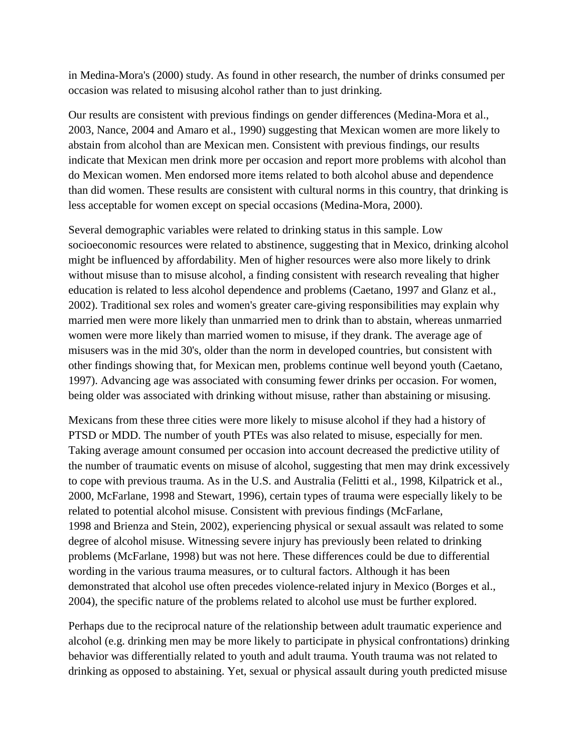in Medina-Mora's (2000) study. As found in other research, the number of drinks consumed per occasion was related to misusing alcohol rather than to just drinking.

Our results are consistent with previous findings on gender differences (Medina-Mora et al., 2003, Nance, 2004 and Amaro et al., 1990) suggesting that Mexican women are more likely to abstain from alcohol than are Mexican men. Consistent with previous findings, our results indicate that Mexican men drink more per occasion and report more problems with alcohol than do Mexican women. Men endorsed more items related to both alcohol abuse and dependence than did women. These results are consistent with cultural norms in this country, that drinking is less acceptable for women except on special occasions (Medina-Mora, 2000).

Several demographic variables were related to drinking status in this sample. Low socioeconomic resources were related to abstinence, suggesting that in Mexico, drinking alcohol might be influenced by affordability. Men of higher resources were also more likely to drink without misuse than to misuse alcohol, a finding consistent with research revealing that higher education is related to less alcohol dependence and problems (Caetano, 1997 and Glanz et al., 2002). Traditional sex roles and women's greater care-giving responsibilities may explain why married men were more likely than unmarried men to drink than to abstain, whereas unmarried women were more likely than married women to misuse, if they drank. The average age of misusers was in the mid 30's, older than the norm in developed countries, but consistent with other findings showing that, for Mexican men, problems continue well beyond youth (Caetano, 1997). Advancing age was associated with consuming fewer drinks per occasion. For women, being older was associated with drinking without misuse, rather than abstaining or misusing.

Mexicans from these three cities were more likely to misuse alcohol if they had a history of PTSD or MDD. The number of youth PTEs was also related to misuse, especially for men. Taking average amount consumed per occasion into account decreased the predictive utility of the number of traumatic events on misuse of alcohol, suggesting that men may drink excessively to cope with previous trauma. As in the U.S. and Australia (Felitti et al., 1998, Kilpatrick et al., 2000, McFarlane, 1998 and Stewart, 1996), certain types of trauma were especially likely to be related to potential alcohol misuse. Consistent with previous findings (McFarlane, 1998 and Brienza and Stein, 2002), experiencing physical or sexual assault was related to some degree of alcohol misuse. Witnessing severe injury has previously been related to drinking problems (McFarlane, 1998) but was not here. These differences could be due to differential wording in the various trauma measures, or to cultural factors. Although it has been demonstrated that alcohol use often precedes violence-related injury in Mexico (Borges et al., 2004), the specific nature of the problems related to alcohol use must be further explored.

Perhaps due to the reciprocal nature of the relationship between adult traumatic experience and alcohol (e.g. drinking men may be more likely to participate in physical confrontations) drinking behavior was differentially related to youth and adult trauma. Youth trauma was not related to drinking as opposed to abstaining. Yet, sexual or physical assault during youth predicted misuse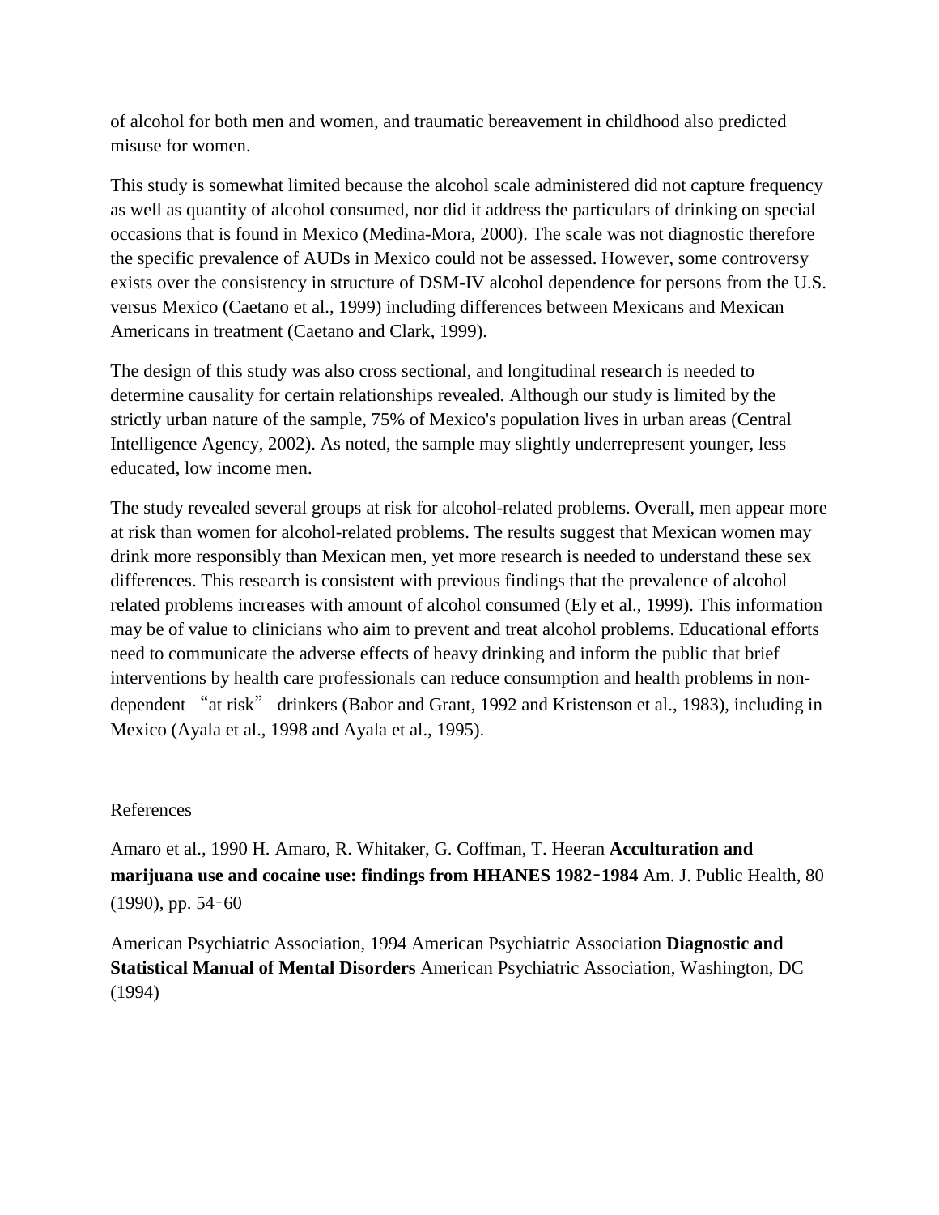of alcohol for both men and women, and traumatic bereavement in childhood also predicted misuse for women.

This study is somewhat limited because the alcohol scale administered did not capture frequency as well as quantity of alcohol consumed, nor did it address the particulars of drinking on special occasions that is found in Mexico (Medina-Mora, 2000). The scale was not diagnostic therefore the specific prevalence of AUDs in Mexico could not be assessed. However, some controversy exists over the consistency in structure of DSM-IV alcohol dependence for persons from the U.S. versus Mexico (Caetano et al., 1999) including differences between Mexicans and Mexican Americans in treatment (Caetano and Clark, 1999).

The design of this study was also cross sectional, and longitudinal research is needed to determine causality for certain relationships revealed. Although our study is limited by the strictly urban nature of the sample, 75% of Mexico's population lives in urban areas (Central Intelligence Agency, 2002). As noted, the sample may slightly underrepresent younger, less educated, low income men.

The study revealed several groups at risk for alcohol-related problems. Overall, men appear more at risk than women for alcohol-related problems. The results suggest that Mexican women may drink more responsibly than Mexican men, yet more research is needed to understand these sex differences. This research is consistent with previous findings that the prevalence of alcohol related problems increases with amount of alcohol consumed (Ely et al., 1999). This information may be of value to clinicians who aim to prevent and treat alcohol problems. Educational efforts need to communicate the adverse effects of heavy drinking and inform the public that brief interventions by health care professionals can reduce consumption and health problems in non-dependent "at risk" drinkers (Babor and Grant, 1992 and Kristenson et al., 1983), including in Mexico (Ayala et al., 1998 and Ayala et al., 1995).

References

Amaro et al., 1990 H. Amaro, R. Whitaker, G. Coffman, T. Heeran **Acculturation and marijuana use and cocaine use: findings from HHANES 1982‑1984** Am. J. Public Health, 80 (1990), pp. 54–60

American Psychiatric Association, 1994 American Psychiatric Association **Diagnostic and Statistical Manual of Mental Disorders** American Psychiatric Association, Washington, DC (1994)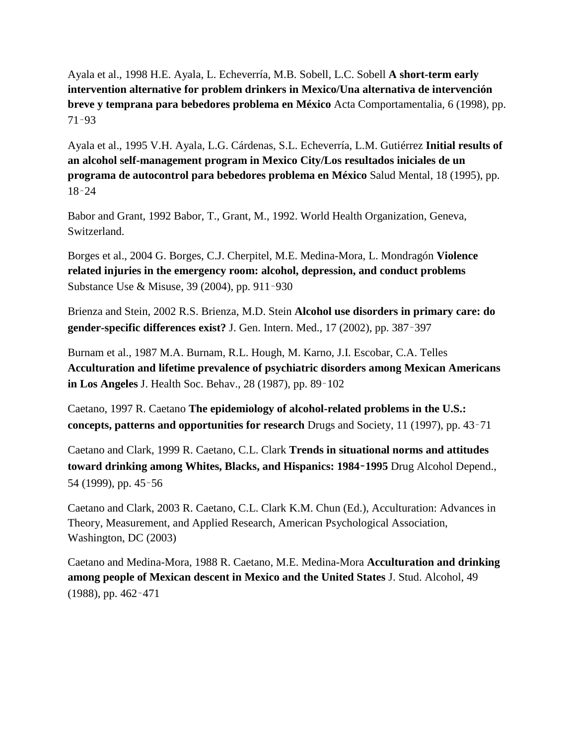Ayala et al., 1998 H.E. Ayala, L. Echeverría, M.B. Sobell, L.C. Sobell **A short-term early intervention alternative for problem drinkers in Mexico/Una alternativa de intervención breve y temprana para bebedores problema en México** Acta Comportamentalia, 6 (1998), pp. 71–93

Ayala et al., 1995 V.H. Ayala, L.G. Cárdenas, S.L. Echeverría, L.M. Gutiérrez **Initial results of an alcohol self-management program in Mexico City/Los resultados iniciales de un programa de autocontrol para bebedores problema en México** Salud Mental, 18 (1995), pp. 18–24

Babor and Grant, 1992 Babor, T., Grant, M., 1992. World Health Organization, Geneva, Switzerland.

Borges et al., 2004 G. Borges, C.J. Cherpitel, M.E. Medina-Mora, L. Mondragón **Violence related injuries in the emergency room: alcohol, depression, and conduct problems** Substance Use & Misuse, 39 (2004), pp. 911–930

Brienza and Stein, 2002 R.S. Brienza, M.D. Stein **Alcohol use disorders in primary care: do gender-specific differences exist?** J. Gen. Intern. Med., 17 (2002), pp. 387–397

Burnam et al., 1987 M.A. Burnam, R.L. Hough, M. Karno, J.I. Escobar, C.A. Telles **Acculturation and lifetime prevalence of psychiatric disorders among Mexican Americans in Los Angeles** J. Health Soc. Behav., 28 (1987), pp. 89–102

Caetano, 1997 R. Caetano **The epidemiology of alcohol-related problems in the U.S.: concepts, patterns and opportunities for research** Drugs and Society, 11 (1997), pp. 43–71

Caetano and Clark, 1999 R. Caetano, C.L. Clark **Trends in situational norms and attitudes toward drinking among Whites, Blacks, and Hispanics: 1984–1995** Drug Alcohol Depend., 54 (1999), pp. 45–56

Caetano and Clark, 2003 R. Caetano, C.L. Clark K.M. Chun (Ed.), Acculturation: Advances in Theory, Measurement, and Applied Research, American Psychological Association, Washington, DC (2003)

Caetano and Medina-Mora, 1988 R. Caetano, M.E. Medina-Mora **Acculturation and drinking among people of Mexican descent in Mexico and the United States** J. Stud. Alcohol, 49 (1988), pp. 462–471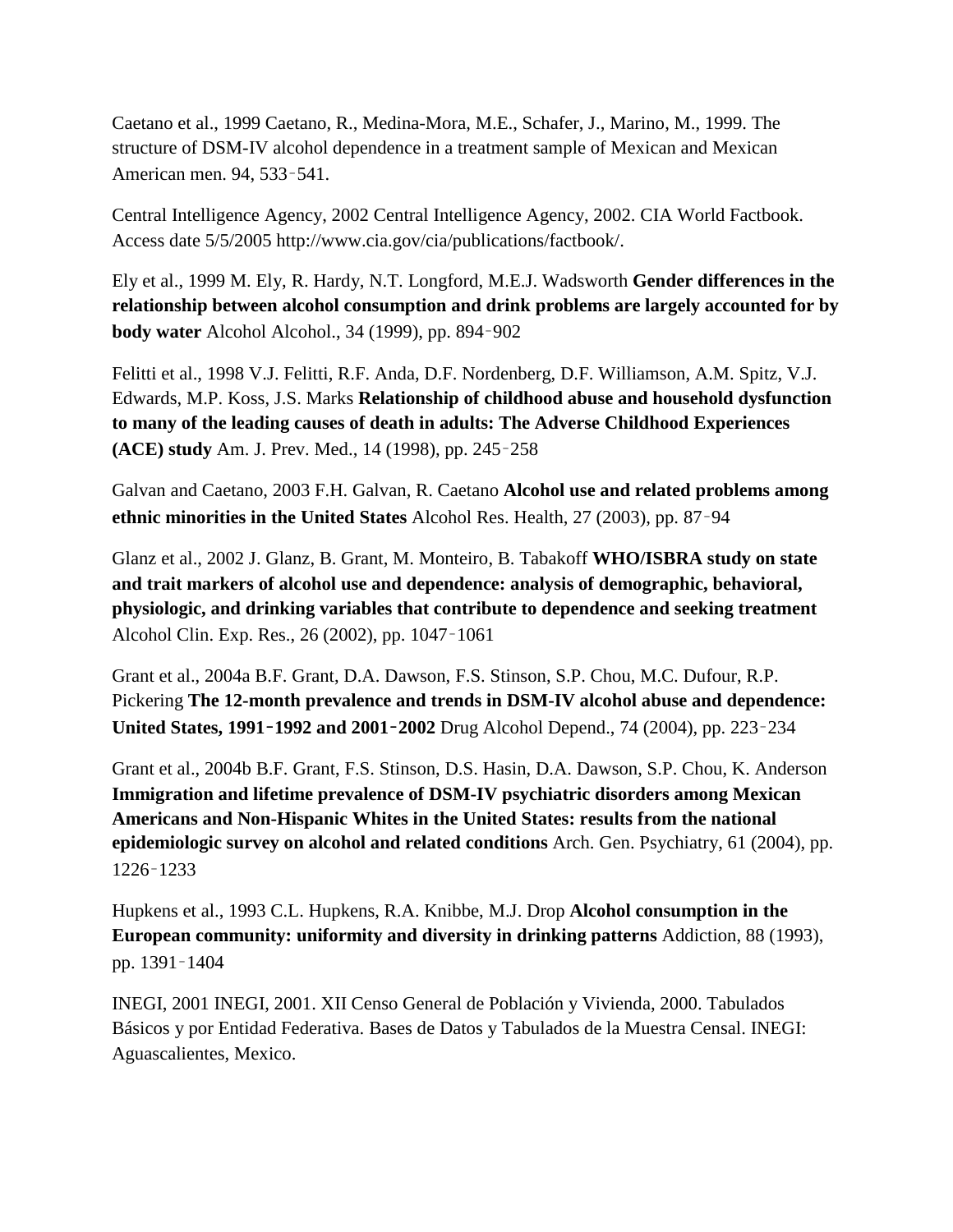Caetano et al., 1999 Caetano, R., Medina-Mora, M.E., Schafer, J., Marino, M., 1999. The structure of DSM-IV alcohol dependence in a treatment sample of Mexican and Mexican American men. 94, 533‑541.

Central Intelligence Agency, 2002 Central Intelligence Agency, 2002. CIA World Factbook. Access date 5/5/2005 http://www.cia.gov/cia/publications/factbook/.

Ely et al., 1999 M. Ely, R. Hardy, N.T. Longford, M.E.J. Wadsworth **Gender differences in the relationship between alcohol consumption and drink problems are largely accounted for by body water** Alcohol Alcohol., 34 (1999), pp. 894‑902

Felitti et al., 1998 V.J. Felitti, R.F. Anda, D.F. Nordenberg, D.F. Williamson, A.M. Spitz, V.J. Edwards, M.P. Koss, J.S. Marks **Relationship of childhood abuse and household dysfunction to many of the leading causes of death in adults: The Adverse Childhood Experiences (ACE) study** Am. J. Prev. Med., 14 (1998), pp. 245‑258

Galvan and Caetano, 2003 F.H. Galvan, R. Caetano **Alcohol use and related problems among ethnic minorities in the United States** Alcohol Res. Health, 27 (2003), pp. 87‑94

Glanz et al., 2002 J. Glanz, B. Grant, M. Monteiro, B. Tabakoff **WHO/ISBRA study on state and trait markers of alcohol use and dependence: analysis of demographic, behavioral, physiologic, and drinking variables that contribute to dependence and seeking treatment** Alcohol Clin. Exp. Res., 26 (2002), pp. 1047‑1061

Grant et al., 2004a B.F. Grant, D.A. Dawson, F.S. Stinson, S.P. Chou, M.C. Dufour, R.P. Pickering **The 12-month prevalence and trends in DSM-IV alcohol abuse and dependence: United States, 1991‑1992 and 2001‑2002** Drug Alcohol Depend., 74 (2004), pp. 223‑234

Grant et al., 2004b B.F. Grant, F.S. Stinson, D.S. Hasin, D.A. Dawson, S.P. Chou, K. Anderson **Immigration and lifetime prevalence of DSM-IV psychiatric disorders among Mexican Americans and Non-Hispanic Whites in the United States: results from the national epidemiologic survey on alcohol and related conditions** Arch. Gen. Psychiatry, 61 (2004), pp. 1226‑1233

Hupkens et al., 1993 C.L. Hupkens, R.A. Knibbe, M.J. Drop **Alcohol consumption in the European community: uniformity and diversity in drinking patterns** Addiction, 88 (1993), pp. 1391‑1404

INEGI, 2001 INEGI, 2001. XII Censo General de Población y Vivienda, 2000. Tabulados Básicos y por Entidad Federativa. Bases de Datos y Tabulados de la Muestra Censal. INEGI: Aguascalientes, Mexico.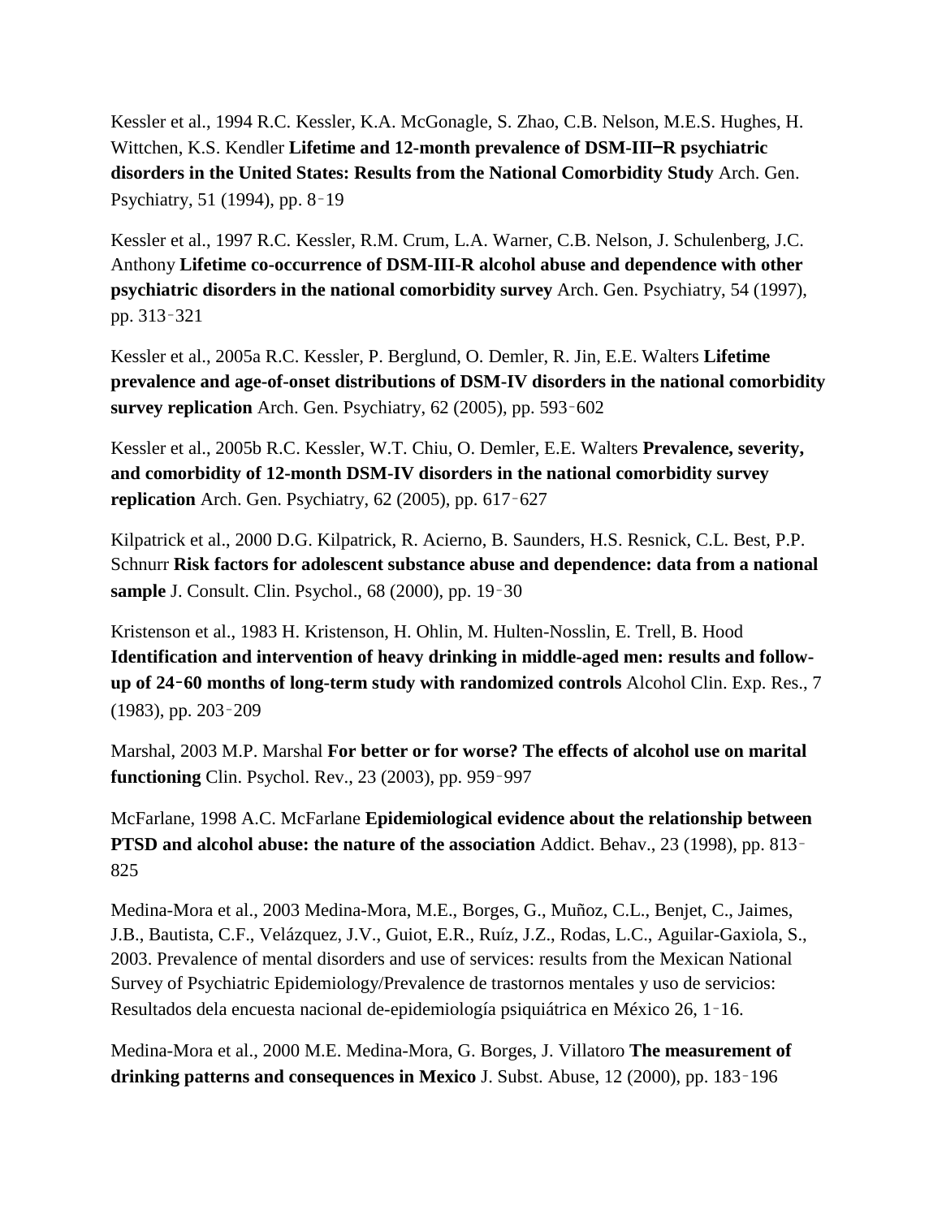Kessler et al., 1994 R.C. Kessler, K.A. McGonagle, S. Zhao, C.B. Nelson, M.E.S. Hughes, H. Wittchen, K.S. Kendler **Lifetime and 12-month prevalence of DSM-III–R psychiatric disorders in the United States: Results from the National Comorbidity Study** Arch. Gen. Psychiatry, 51 (1994), pp. 8–19

Kessler et al., 1997 R.C. Kessler, R.M. Crum, L.A. Warner, C.B. Nelson, J. Schulenberg, J.C. Anthony **Lifetime co-occurrence of DSM-III-R alcohol abuse and dependence with other psychiatric disorders in the national comorbidity survey** Arch. Gen. Psychiatry, 54 (1997), pp. 313–321

Kessler et al., 2005a R.C. Kessler, P. Berglund, O. Demler, R. Jin, E.E. Walters **Lifetime prevalence and age-of-onset distributions of DSM-IV disorders in the national comorbidity survey replication** Arch. Gen. Psychiatry, 62 (2005), pp. 593–602

Kessler et al., 2005b R.C. Kessler, W.T. Chiu, O. Demler, E.E. Walters **Prevalence, severity, and comorbidity of 12-month DSM-IV disorders in the national comorbidity survey replication** Arch. Gen. Psychiatry, 62 (2005), pp. 617–627

Kilpatrick et al., 2000 D.G. Kilpatrick, R. Acierno, B. Saunders, H.S. Resnick, C.L. Best, P.P. Schnurr **Risk factors for adolescent substance abuse and dependence: data from a national sample** J. Consult. Clin. Psychol., 68 (2000), pp. 19–30

Kristenson et al., 1983 H. Kristenson, H. Ohlin, M. Hulten-Nosslin, E. Trell, B. Hood **Identification and intervention of heavy drinking in middle-aged men: results and follow-up of 24–60 months of long-term study with randomized controls** Alcohol Clin. Exp. Res., 7 (1983), pp. 203–209

Marshal, 2003 M.P. Marshal **For better or for worse? The effects of alcohol use on marital functioning** Clin. Psychol. Rev., 23 (2003), pp. 959–997

McFarlane, 1998 A.C. McFarlane **Epidemiological evidence about the relationship between PTSD and alcohol abuse: the nature of the association** Addict. Behav., 23 (1998), pp. 813–825

Medina-Mora et al., 2003 Medina-Mora, M.E., Borges, G., Muñoz, C.L., Benjet, C., Jaimes, J.B., Bautista, C.F., Velázquez, J.V., Guiot, E.R., Ruíz, J.Z., Rodas, L.C., Aguilar-Gaxiola, S., 2003. Prevalence of mental disorders and use of services: results from the Mexican National Survey of Psychiatric Epidemiology/Prevalence de trastornos mentales y uso de servicios: Resultados dela encuesta nacional de-epidemiología psiquiátrica en México 26, 1–16.

Medina-Mora et al., 2000 M.E. Medina-Mora, G. Borges, J. Villatoro **The measurement of drinking patterns and consequences in Mexico** J. Subst. Abuse, 12 (2000), pp. 183–196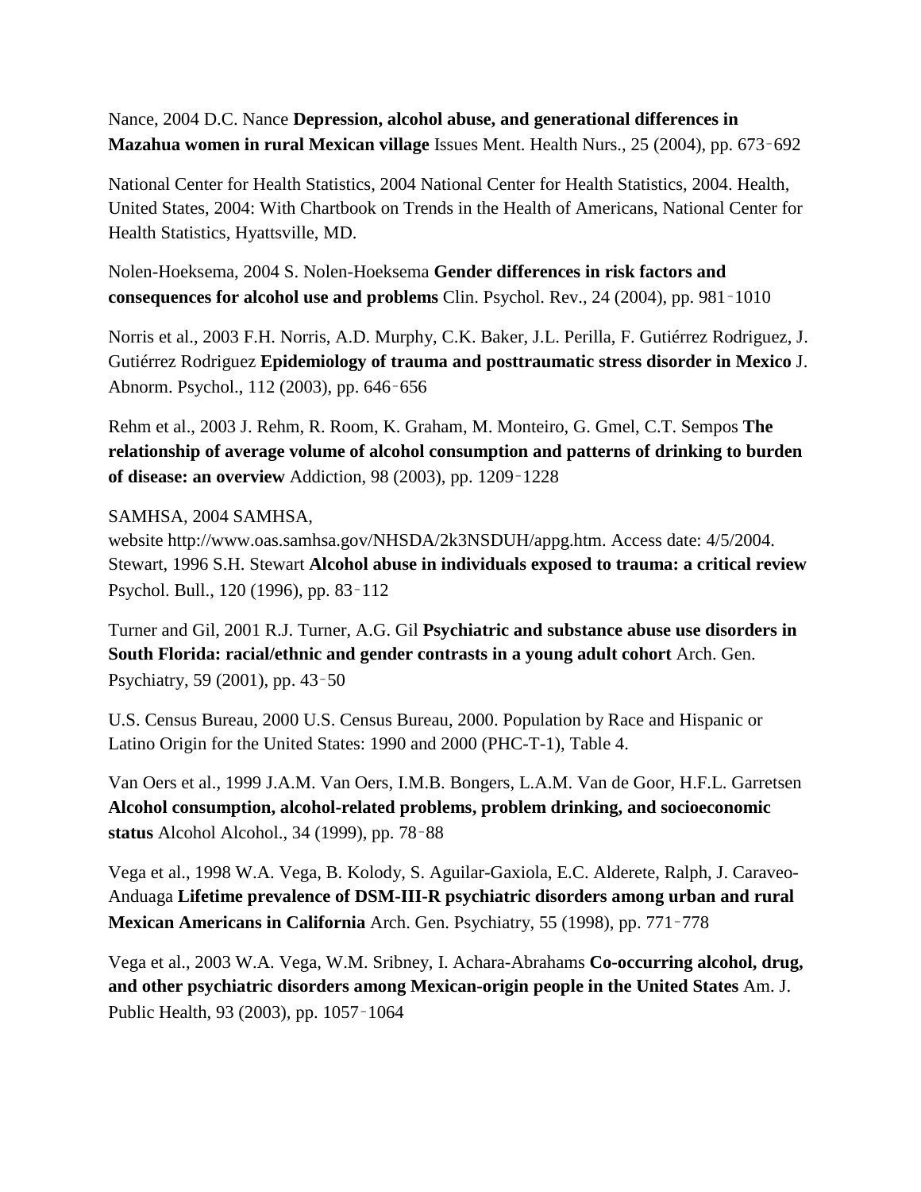Nance, 2004 D.C. Nance **Depression, alcohol abuse, and generational differences in Mazahua women in rural Mexican village** Issues Ment. Health Nurs., 25 (2004), pp. 673‑692

National Center for Health Statistics, 2004 National Center for Health Statistics, 2004. Health, United States, 2004: With Chartbook on Trends in the Health of Americans, National Center for Health Statistics, Hyattsville, MD.

Nolen-Hoeksema, 2004 S. Nolen-Hoeksema **Gender differences in risk factors and consequences for alcohol use and problems** Clin. Psychol. Rev., 24 (2004), pp. 981‑1010

Norris et al., 2003 F.H. Norris, A.D. Murphy, C.K. Baker, J.L. Perilla, F. Gutiérrez Rodriguez, J. Gutiérrez Rodriguez **Epidemiology of trauma and posttraumatic stress disorder in Mexico** J. Abnorm. Psychol., 112 (2003), pp. 646‑656

Rehm et al., 2003 J. Rehm, R. Room, K. Graham, M. Monteiro, G. Gmel, C.T. Sempos **The relationship of average volume of alcohol consumption and patterns of drinking to burden of disease: an overview** Addiction, 98 (2003), pp. 1209‑1228

SAMHSA, 2004 SAMHSA, website http://www.oas.samhsa.gov/NHSDA/2k3NSDUH/appg.htm. Access date: 4/5/2004.
Stewart, 1996 S.H. Stewart **Alcohol abuse in individuals exposed to trauma: a critical review** Psychol. Bull., 120 (1996), pp. 83‑112

Turner and Gil, 2001 R.J. Turner, A.G. Gil **Psychiatric and substance abuse use disorders in South Florida: racial/ethnic and gender contrasts in a young adult cohort** Arch. Gen. Psychiatry, 59 (2001), pp. 43‑50

U.S. Census Bureau, 2000 U.S. Census Bureau, 2000. Population by Race and Hispanic or Latino Origin for the United States: 1990 and 2000 (PHC-T-1), Table 4.

Van Oers et al., 1999 J.A.M. Van Oers, I.M.B. Bongers, L.A.M. Van de Goor, H.F.L. Garretsen **Alcohol consumption, alcohol-related problems, problem drinking, and socioeconomic status** Alcohol Alcohol., 34 (1999), pp. 78‑88

Vega et al., 1998 W.A. Vega, B. Kolody, S. Aguilar-Gaxiola, E.C. Alderete, Ralph, J. Caraveo-Anduaga **Lifetime prevalence of DSM-III-R psychiatric disorders among urban and rural Mexican Americans in California** Arch. Gen. Psychiatry, 55 (1998), pp. 771‑778

Vega et al., 2003 W.A. Vega, W.M. Sribney, I. Achara-Abrahams **Co-occurring alcohol, drug, and other psychiatric disorders among Mexican-origin people in the United States** Am. J. Public Health, 93 (2003), pp. 1057‑1064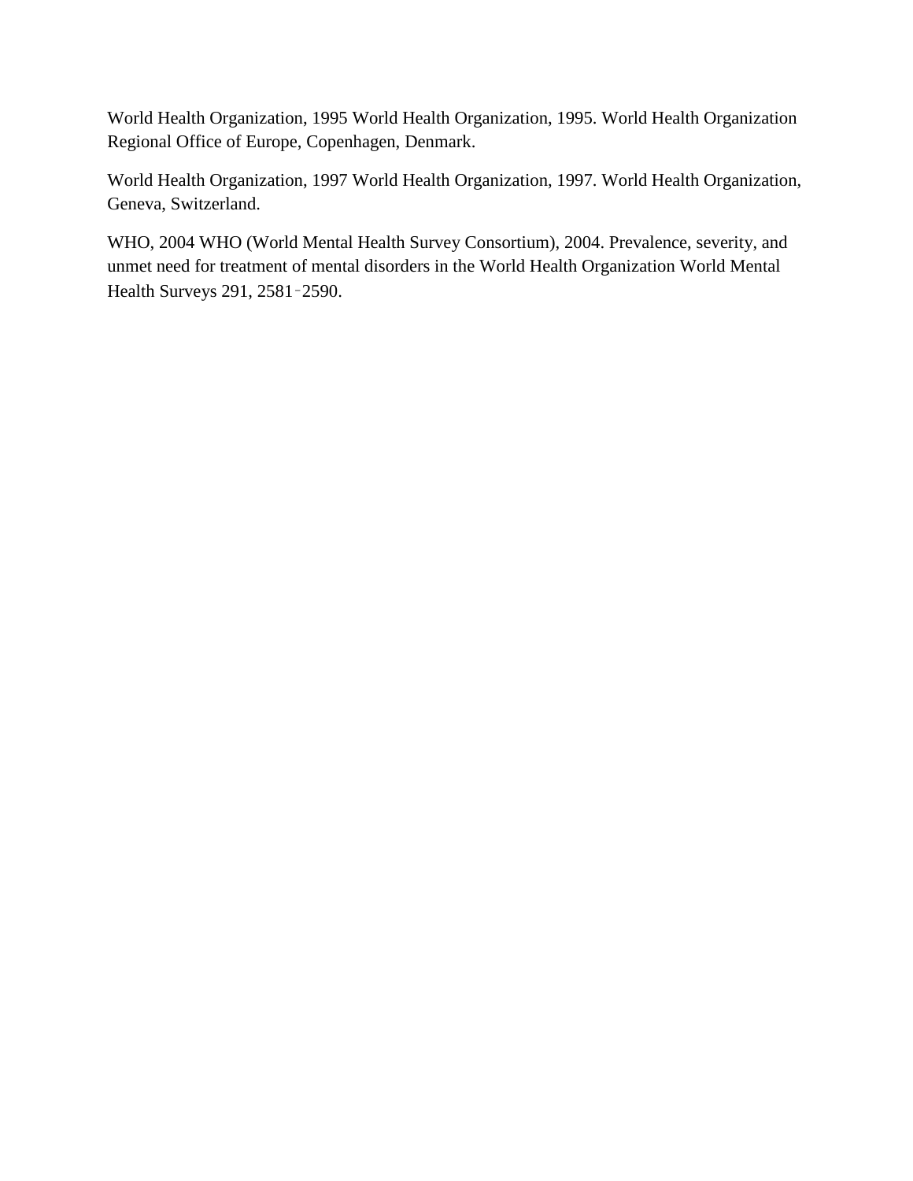World Health Organization, 1995 World Health Organization, 1995. World Health Organization Regional Office of Europe, Copenhagen, Denmark.

World Health Organization, 1997 World Health Organization, 1997. World Health Organization, Geneva, Switzerland.

WHO, 2004 WHO (World Mental Health Survey Consortium), 2004. Prevalence, severity, and unmet need for treatment of mental disorders in the World Health Organization World Mental Health Surveys 291, 2581–2590.